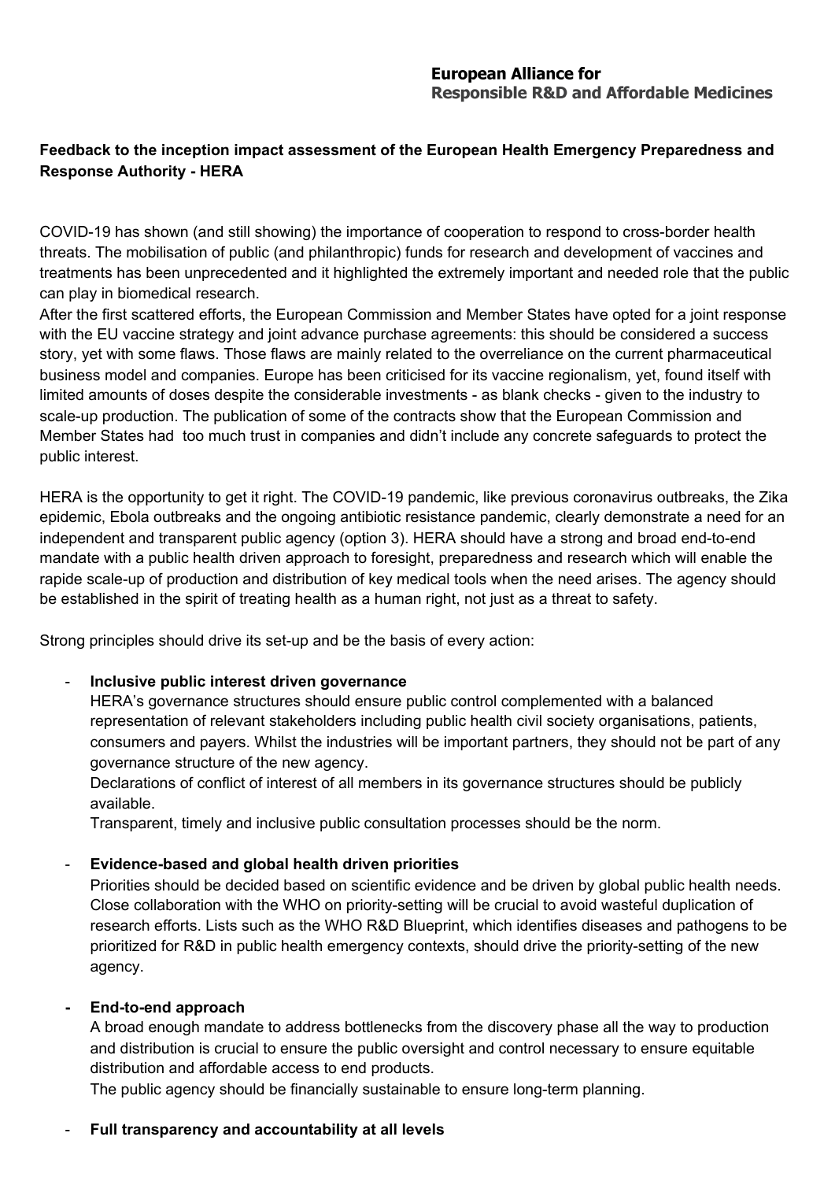**European Alliance for**
**Responsible R&D and Affordable Medicines**

**Feedback to the inception impact assessment of the European Health Emergency Preparedness and Response Authority - HERA**

COVID-19 has shown (and still showing) the importance of cooperation to respond to cross-border health threats. The mobilisation of public (and philanthropic) funds for research and development of vaccines and treatments has been unprecedented and it highlighted the extremely important and needed role that the public can play in biomedical research.
After the first scattered efforts, the European Commission and Member States have opted for a joint response with the EU vaccine strategy and joint advance purchase agreements: this should be considered a success story, yet with some flaws. Those flaws are mainly related to the overreliance on the current pharmaceutical business model and companies. Europe has been criticised for its vaccine regionalism, yet, found itself with limited amounts of doses despite the considerable investments - as blank checks - given to the industry to scale-up production. The publication of some of the contracts show that the European Commission and Member States had too much trust in companies and didn't include any concrete safeguards to protect the public interest.

HERA is the opportunity to get it right. The COVID-19 pandemic, like previous coronavirus outbreaks, the Zika epidemic, Ebola outbreaks and the ongoing antibiotic resistance pandemic, clearly demonstrate a need for an independent and transparent public agency (option 3). HERA should have a strong and broad end-to-end mandate with a public health driven approach to foresight, preparedness and research which will enable the rapide scale-up of production and distribution of key medical tools when the need arises. The agency should be established in the spirit of treating health as a human right, not just as a threat to safety.

Strong principles should drive its set-up and be the basis of every action:

- **Inclusive public interest driven governance**
  HERA's governance structures should ensure public control complemented with a balanced representation of relevant stakeholders including public health civil society organisations, patients, consumers and payers. Whilst the industries will be important partners, they should not be part of any governance structure of the new agency.
  Declarations of conflict of interest of all members in its governance structures should be publicly available.
  Transparent, timely and inclusive public consultation processes should be the norm.

- **Evidence-based and global health driven priorities**
  Priorities should be decided based on scientific evidence and be driven by global public health needs. Close collaboration with the WHO on priority-setting will be crucial to avoid wasteful duplication of research efforts. Lists such as the WHO R&D Blueprint, which identifies diseases and pathogens to be prioritized for R&D in public health emergency contexts, should drive the priority-setting of the new agency.

- **End-to-end approach**
  A broad enough mandate to address bottlenecks from the discovery phase all the way to production and distribution is crucial to ensure the public oversight and control necessary to ensure equitable distribution and affordable access to end products.
  The public agency should be financially sustainable to ensure long-term planning.

- **Full transparency and accountability at all levels**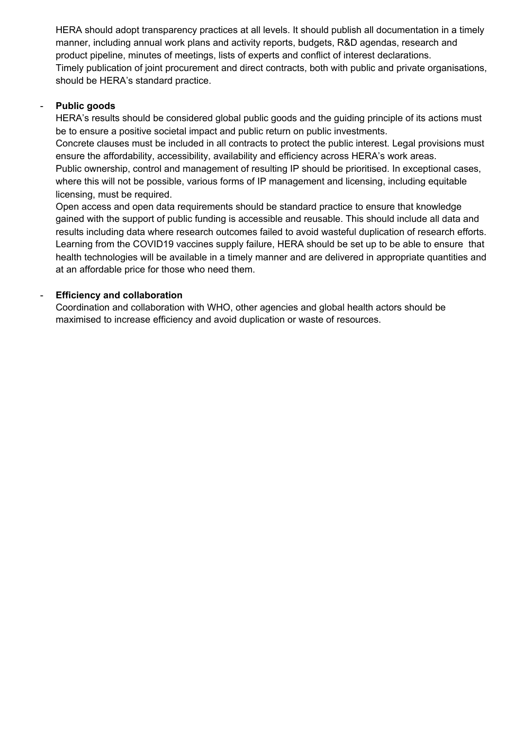HERA should adopt transparency practices at all levels. It should publish all documentation in a timely manner, including annual work plans and activity reports, budgets, R&D agendas, research and product pipeline, minutes of meetings, lists of experts and conflict of interest declarations.
Timely publication of joint procurement and direct contracts, both with public and private organisations, should be HERA's standard practice.

- **Public goods**
  HERA's results should be considered global public goods and the guiding principle of its actions must be to ensure a positive societal impact and public return on public investments.
  Concrete clauses must be included in all contracts to protect the public interest. Legal provisions must ensure the affordability, accessibility, availability and efficiency across HERA's work areas.
  Public ownership, control and management of resulting IP should be prioritised. In exceptional cases, where this will not be possible, various forms of IP management and licensing, including equitable licensing, must be required.
  Open access and open data requirements should be standard practice to ensure that knowledge gained with the support of public funding is accessible and reusable. This should include all data and results including data where research outcomes failed to avoid wasteful duplication of research efforts.
  Learning from the COVID19 vaccines supply failure, HERA should be set up to be able to ensure that health technologies will be available in a timely manner and are delivered in appropriate quantities and at an affordable price for those who need them.

- **Efficiency and collaboration**
  Coordination and collaboration with WHO, other agencies and global health actors should be maximised to increase efficiency and avoid duplication or waste of resources.